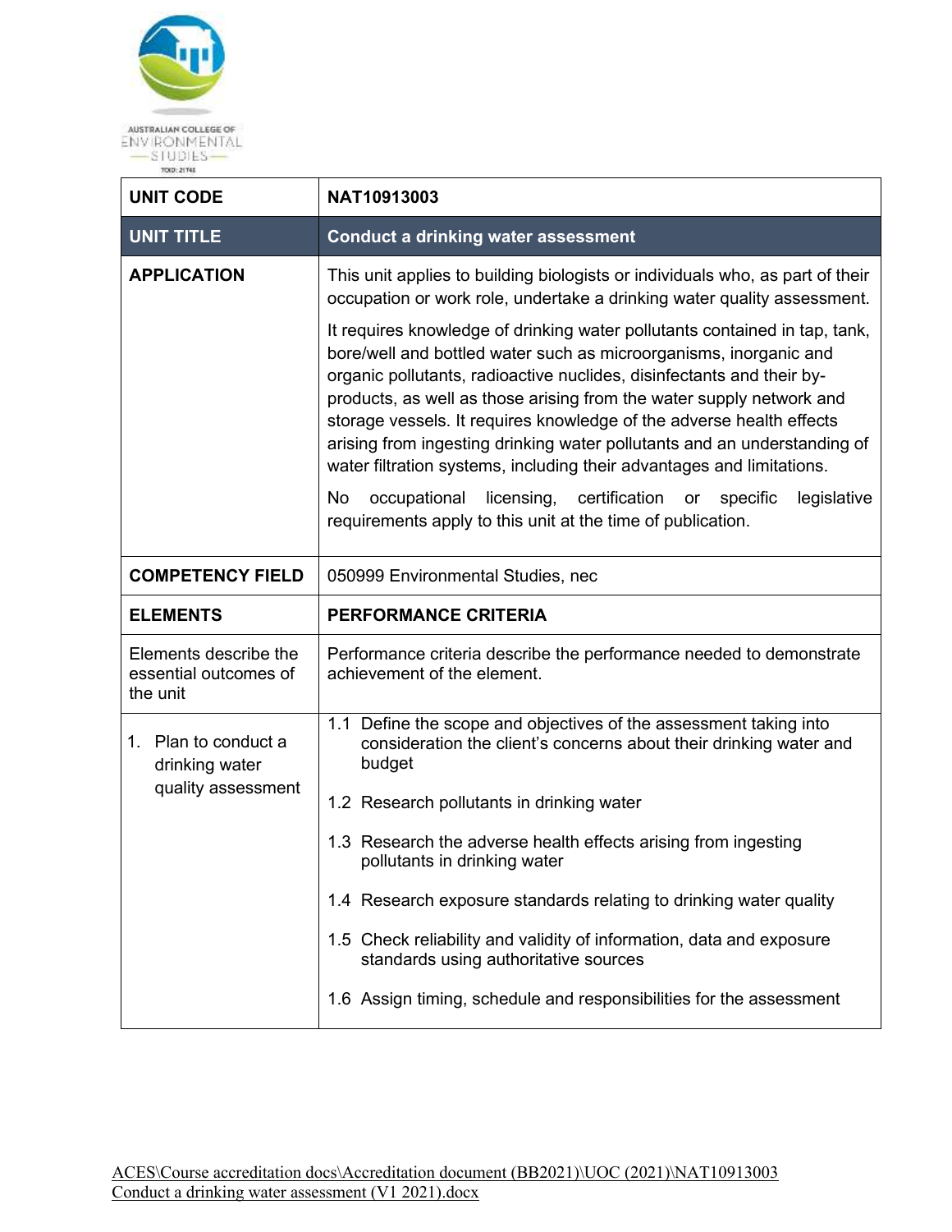AUSTRALIAN COLLEGE OF ENVIRONMENTAL STUDIES
TOID: 21748

| UNIT CODE | NAT10913003 |
|---|---|
| **UNIT TITLE** | **Conduct a drinking water assessment** |
| **APPLICATION** | This unit applies to building biologists or individuals who, as part of their occupation or work role, undertake a drinking water quality assessment.<br><br>It requires knowledge of drinking water pollutants contained in tap, tank, bore/well and bottled water such as microorganisms, inorganic and organic pollutants, radioactive nuclides, disinfectants and their by-products, as well as those arising from the water supply network and storage vessels. It requires knowledge of the adverse health effects arising from ingesting drinking water pollutants and an understanding of water filtration systems, including their advantages and limitations.<br><br>No occupational licensing, certification or specific legislative requirements apply to this unit at the time of publication. |
| **COMPETENCY FIELD** | 050999 Environmental Studies, nec |
| **ELEMENTS** | **PERFORMANCE CRITERIA** |
| Elements describe the essential outcomes of the unit | Performance criteria describe the performance needed to demonstrate achievement of the element. |
| 1. Plan to conduct a drinking water quality assessment | 1.1 Define the scope and objectives of the assessment taking into consideration the client's concerns about their drinking water and budget<br><br>1.2 Research pollutants in drinking water<br><br>1.3 Research the adverse health effects arising from ingesting pollutants in drinking water<br><br>1.4 Research exposure standards relating to drinking water quality<br><br>1.5 Check reliability and validity of information, data and exposure standards using authoritative sources<br><br>1.6 Assign timing, schedule and responsibilities for the assessment |

ACES\Course accreditation docs\Accreditation document (BB2021)\UOC (2021)\NAT10913003 Conduct a drinking water assessment (V1 2021).docx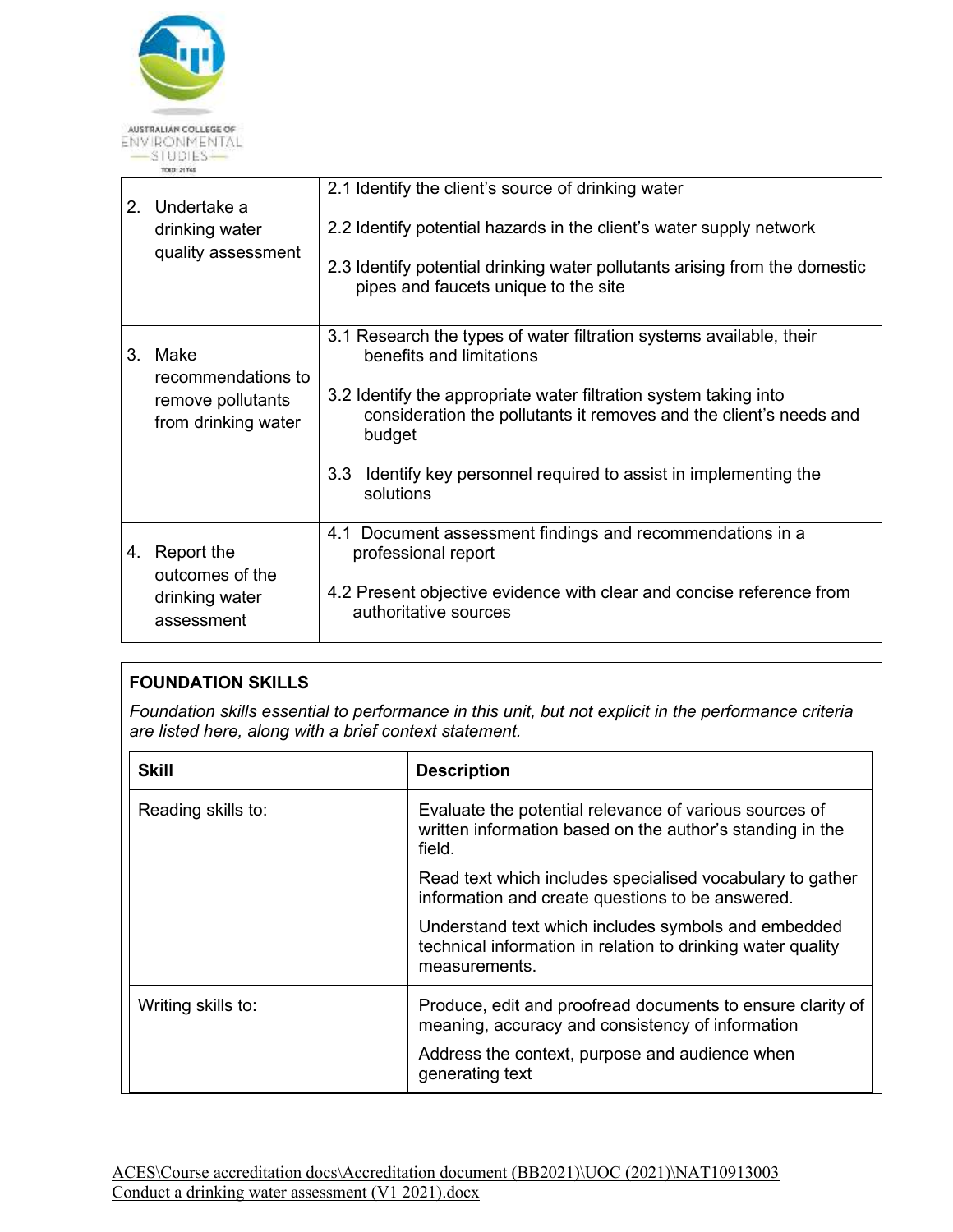| | |
|---|---|
| 2. Undertake a drinking water quality assessment | 2.1 Identify the client's source of drinking water<br><br>2.2 Identify potential hazards in the client's water supply network<br><br>2.3 Identify potential drinking water pollutants arising from the domestic pipes and faucets unique to the site |
| 3. Make recommendations to remove pollutants from drinking water | 3.1 Research the types of water filtration systems available, their benefits and limitations<br><br>3.2 Identify the appropriate water filtration system taking into consideration the pollutants it removes and the client's needs and budget<br><br>3.3 Identify key personnel required to assist in implementing the solutions |
| 4. Report the outcomes of the drinking water assessment | 4.1 Document assessment findings and recommendations in a professional report<br><br>4.2 Present objective evidence with clear and concise reference from authoritative sources |

**FOUNDATION SKILLS**

*Foundation skills essential to performance in this unit, but not explicit in the performance criteria are listed here, along with a brief context statement.*

| Skill | Description |
|---|---|
| Reading skills to: | Evaluate the potential relevance of various sources of written information based on the author's standing in the field.<br><br>Read text which includes specialised vocabulary to gather information and create questions to be answered.<br><br>Understand text which includes symbols and embedded technical information in relation to drinking water quality measurements. |
| Writing skills to: | Produce, edit and proofread documents to ensure clarity of meaning, accuracy and consistency of information<br><br>Address the context, purpose and audience when generating text |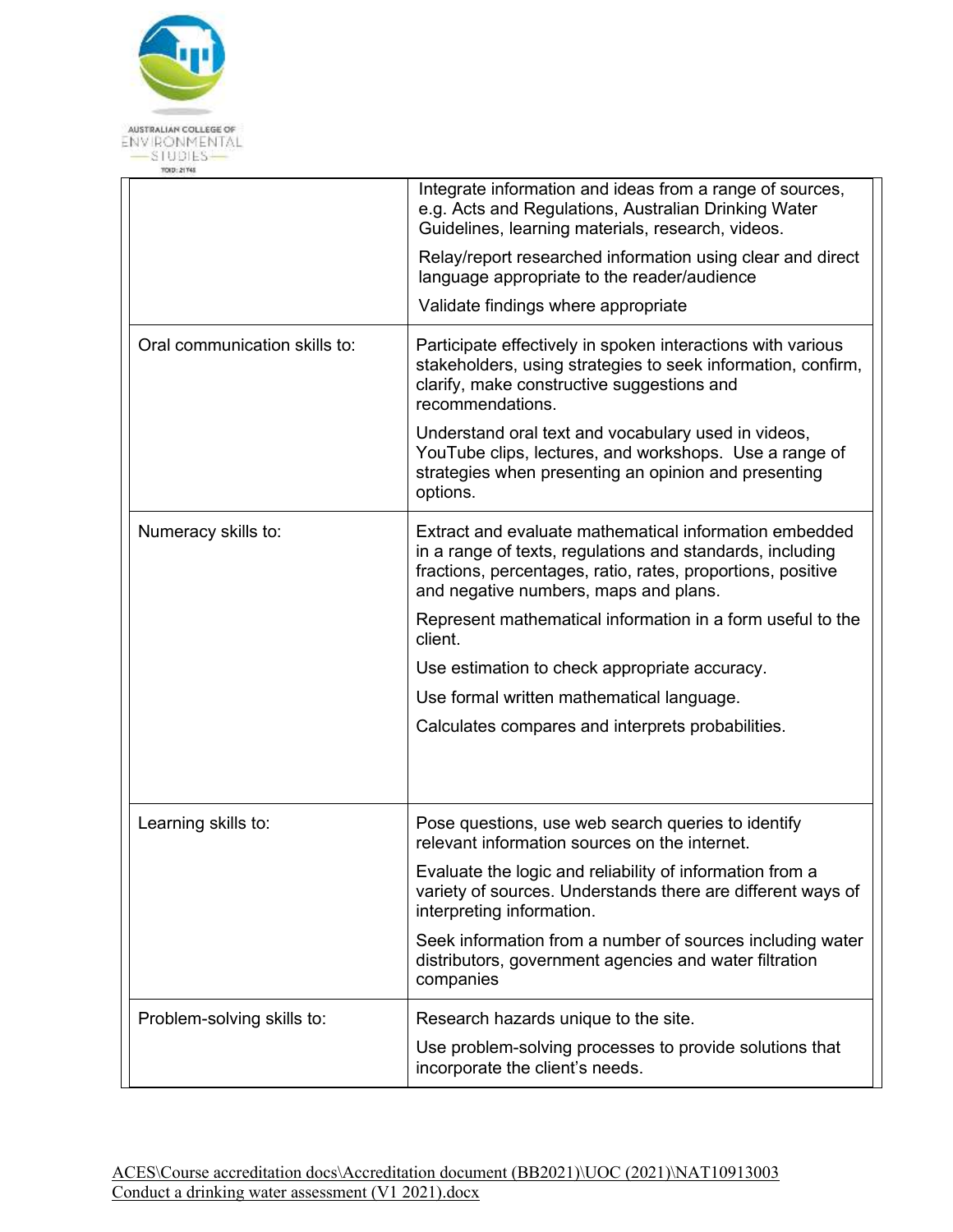| | |
|---|---|
| | Integrate information and ideas from a range of sources, e.g. Acts and Regulations, Australian Drinking Water Guidelines, learning materials, research, videos.<br><br>Relay/report researched information using clear and direct language appropriate to the reader/audience<br><br>Validate findings where appropriate |
| Oral communication skills to: | Participate effectively in spoken interactions with various stakeholders, using strategies to seek information, confirm, clarify, make constructive suggestions and recommendations.<br><br>Understand oral text and vocabulary used in videos, YouTube clips, lectures, and workshops. Use a range of strategies when presenting an opinion and presenting options. |
| Numeracy skills to: | Extract and evaluate mathematical information embedded in a range of texts, regulations and standards, including fractions, percentages, ratio, rates, proportions, positive and negative numbers, maps and plans.<br><br>Represent mathematical information in a form useful to the client.<br><br>Use estimation to check appropriate accuracy.<br><br>Use formal written mathematical language.<br><br>Calculates compares and interprets probabilities. |
| Learning skills to: | Pose questions, use web search queries to identify relevant information sources on the internet.<br><br>Evaluate the logic and reliability of information from a variety of sources. Understands there are different ways of interpreting information.<br><br>Seek information from a number of sources including water distributors, government agencies and water filtration companies |
| Problem-solving skills to: | Research hazards unique to the site.<br><br>Use problem-solving processes to provide solutions that incorporate the client's needs. |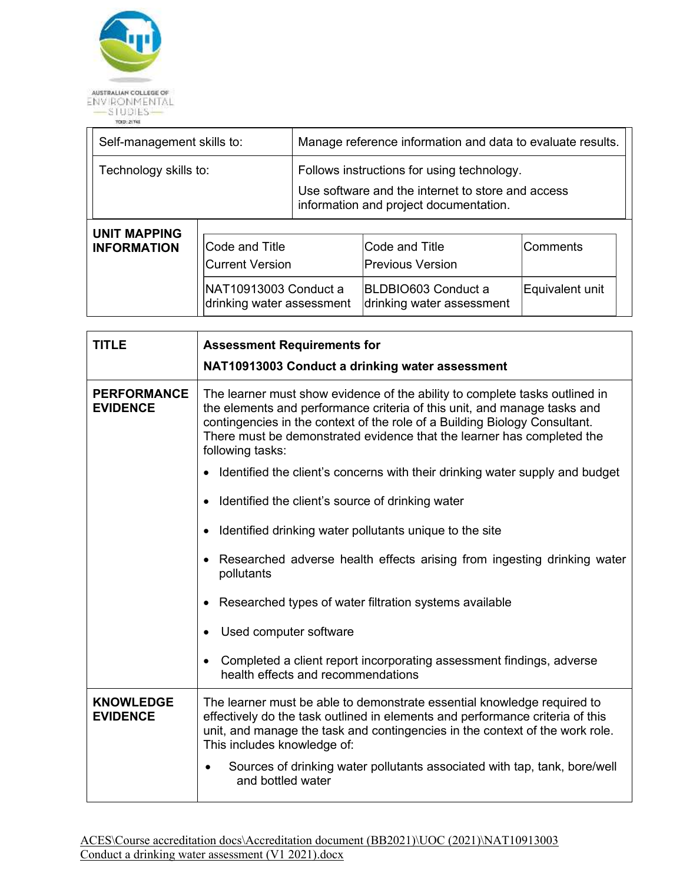| | |
|---|---|
| Self-management skills to: | Manage reference information and data to evaluate results. |
| Technology skills to: | Follows instructions for using technology.<br>Use software and the internet to store and access information and project documentation. |

| **UNIT MAPPING INFORMATION** | Code and Title Current Version | Code and Title Previous Version | Comments |
|---|---|---|---|
| | NAT10913003 Conduct a drinking water assessment | BLDBIO603 Conduct a drinking water assessment | Equivalent unit |

| **TITLE** | **Assessment Requirements for NAT10913003 Conduct a drinking water assessment** |
|---|---|
| **PERFORMANCE EVIDENCE** | The learner must show evidence of the ability to complete tasks outlined in the elements and performance criteria of this unit, and manage tasks and contingencies in the context of the role of a Building Biology Consultant. There must be demonstrated evidence that the learner has completed the following tasks:<br>• Identified the client's concerns with their drinking water supply and budget<br>• Identified the client's source of drinking water<br>• Identified drinking water pollutants unique to the site<br>• Researched adverse health effects arising from ingesting drinking water pollutants<br>• Researched types of water filtration systems available<br>• Used computer software<br>• Completed a client report incorporating assessment findings, adverse health effects and recommendations |
| **KNOWLEDGE EVIDENCE** | The learner must be able to demonstrate essential knowledge required to effectively do the task outlined in elements and performance criteria of this unit, and manage the task and contingencies in the context of the work role. This includes knowledge of:<br>• Sources of drinking water pollutants associated with tap, tank, bore/well and bottled water |

ACES\Course accreditation docs\Accreditation document (BB2021)\UOC (2021)\NAT10913003 Conduct a drinking water assessment (V1 2021).docx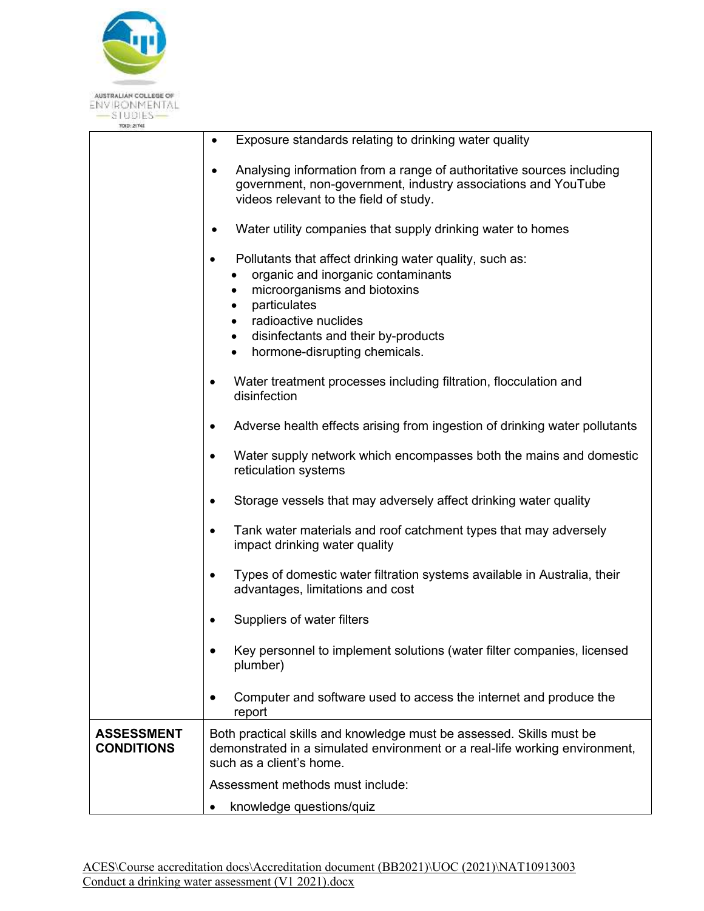| | |
|---|---|
| | • Exposure standards relating to drinking water quality<br><br>• Analysing information from a range of authoritative sources including government, non-government, industry associations and YouTube videos relevant to the field of study.<br><br>• Water utility companies that supply drinking water to homes<br><br>• Pollutants that affect drinking water quality, such as:<br>  • organic and inorganic contaminants<br>  • microorganisms and biotoxins<br>  • particulates<br>  • radioactive nuclides<br>  • disinfectants and their by-products<br>  • hormone-disrupting chemicals.<br><br>• Water treatment processes including filtration, flocculation and disinfection<br><br>• Adverse health effects arising from ingestion of drinking water pollutants<br><br>• Water supply network which encompasses both the mains and domestic reticulation systems<br><br>• Storage vessels that may adversely affect drinking water quality<br><br>• Tank water materials and roof catchment types that may adversely impact drinking water quality<br><br>• Types of domestic water filtration systems available in Australia, their advantages, limitations and cost<br><br>• Suppliers of water filters<br><br>• Key personnel to implement solutions (water filter companies, licensed plumber)<br><br>• Computer and software used to access the internet and produce the report |
| **ASSESSMENT CONDITIONS** | Both practical skills and knowledge must be assessed. Skills must be demonstrated in a simulated environment or a real-life working environment, such as a client's home.<br><br>Assessment methods must include:<br><br>• knowledge questions/quiz |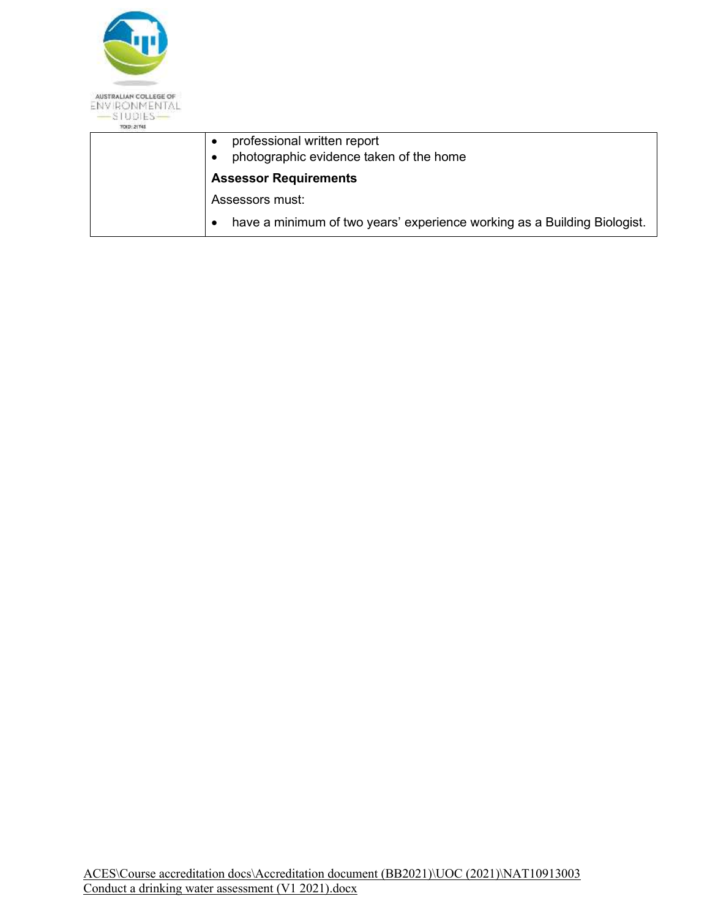| | |
|---|---|
| | • professional written report<br>• photographic evidence taken of the home<br>**Assessor Requirements**<br>Assessors must:<br>• have a minimum of two years' experience working as a Building Biologist. |